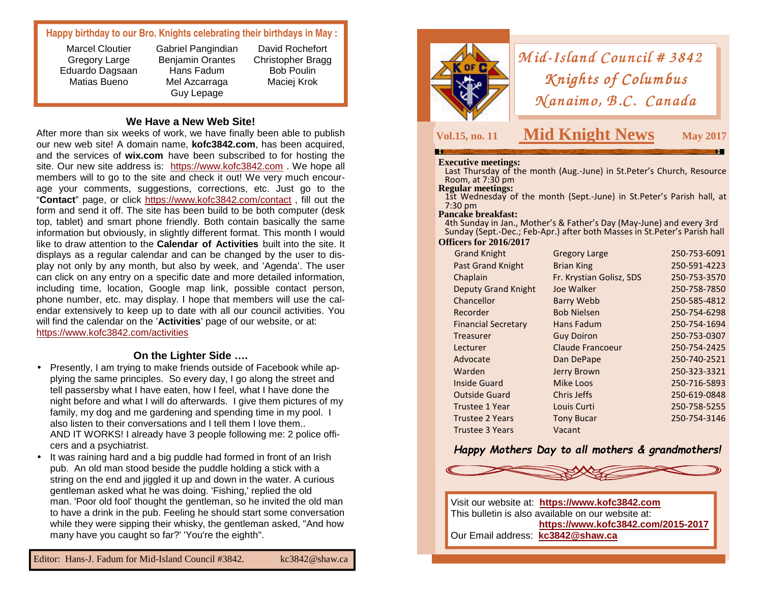# Mid-Island Council # 3842
## Knights of Columbus
## Nanaimo, B.C. Canada

**Vol.15, no. 11** — **Mid Knight News** — **May 2017**

**Executive meetings:**
Last Thursday of the month (Aug.-June) in St.Peter's Church, Resource Room, at 7:30 pm

**Regular meetings:**
1st Wednesday of the month (Sept.-June) in St.Peter's Parish hall, at 7:30 pm

**Pancake breakfast:**
4th Sunday in Jan., Mother's & Father's Day (May-June) and every 3rd Sunday (Sept.-Dec.; Feb-Apr.) after both Masses in St.Peter's Parish hall

**Officers for 2016/2017**

| Office | Name | Phone |
|---|---|---|
| Grand Knight | Gregory Large | 250-753-6091 |
| Past Grand Knight | Brian King | 250-591-4223 |
| Chaplain | Fr. Krystian Golisz, SDS | 250-753-3570 |
| Deputy Grand Knight | Joe Walker | 250-758-7850 |
| Chancellor | Barry Webb | 250-585-4812 |
| Recorder | Bob Nielsen | 250-754-6298 |
| Financial Secretary | Hans Fadum | 250-754-1694 |
| Treasurer | Guy Doiron | 250-753-0307 |
| Lecturer | Claude Francoeur | 250-754-2425 |
| Advocate | Dan DePape | 250-740-2521 |
| Warden | Jerry Brown | 250-323-3321 |
| Inside Guard | Mike Loos | 250-716-5893 |
| Outside Guard | Chris Jeffs | 250-619-0848 |
| Trustee 1 Year | Louis Curti | 250-758-5255 |
| Trustee 2 Years | Tony Bucar | 250-754-3146 |
| Trustee 3 Years | Vacant | |

***Happy Mothers Day to all mothers & grandmothers!***

Visit our website at: **https://www.kofc3842.com**
This bulletin is also available on our website at: **https://www.kofc3842.com/2015-2017**
Our Email address: **kc3842@shaw.ca**

---

**Happy birthday to our Bro. Knights celebrating their birthdays in May :**

Marcel Cloutier, Gregory Large, Eduardo Dagsaan, Matias Bueno, Gabriel Pangindian, Benjamin Orantes, Hans Fadum, Mel Azcarraga, Guy Lepage, David Rochefort, Christopher Bragg, Bob Poulin, Maciej Krok

### We Have a New Web Site!

After more than six weeks of work, we have finally been able to publish our new web site! A domain name, **kofc3842.com**, has been acquired, and the services of **wix.com** have been subscribed to for hosting the site. Our new site address is: https://www.kofc3842.com . We hope all members will to go to the site and check it out! We very much encourage your comments, suggestions, corrections, etc. Just go to the "**Contact**" page, or click https://www.kofc3842.com/contact , fill out the form and send it off. The site has been build to be both computer (desk top, tablet) and smart phone friendly. Both contain basically the same information but obviously, in slightly different format. This month I would like to draw attention to the **Calendar of Activities** built into the site. It displays as a regular calendar and can be changed by the user to display not only by any month, but also by week, and 'Agenda'. The user can click on any entry on a specific date and more detailed information, including time, location, Google map link, possible contact person, phone number, etc. may display. I hope that members will use the calendar extensively to keep up to date with all our council activities. You will find the calendar on the '**Activities**' page of our website, or at: https://www.kofc3842.com/activities

### On the Lighter Side ….

- Presently, I am trying to make friends outside of Facebook while applying the same principles. So every day, I go along the street and tell passersby what I have eaten, how I feel, what I have done the night before and what I will do afterwards. I give them pictures of my family, my dog and me gardening and spending time in my pool. I also listen to their conversations and I tell them I love them.. AND IT WORKS! I already have 3 people following me: 2 police officers and a psychiatrist.
- It was raining hard and a big puddle had formed in front of an Irish pub. An old man stood beside the puddle holding a stick with a string on the end and jiggled it up and down in the water. A curious gentleman asked what he was doing. 'Fishing,' replied the old man. 'Poor old fool' thought the gentleman, so he invited the old man to have a drink in the pub. Feeling he should start some conversation while they were sipping their whisky, the gentleman asked, "And how many have you caught so far?' 'You're the eighth".

Editor: Hans-J. Fadum for Mid-Island Council #3842. kc3842@shaw.ca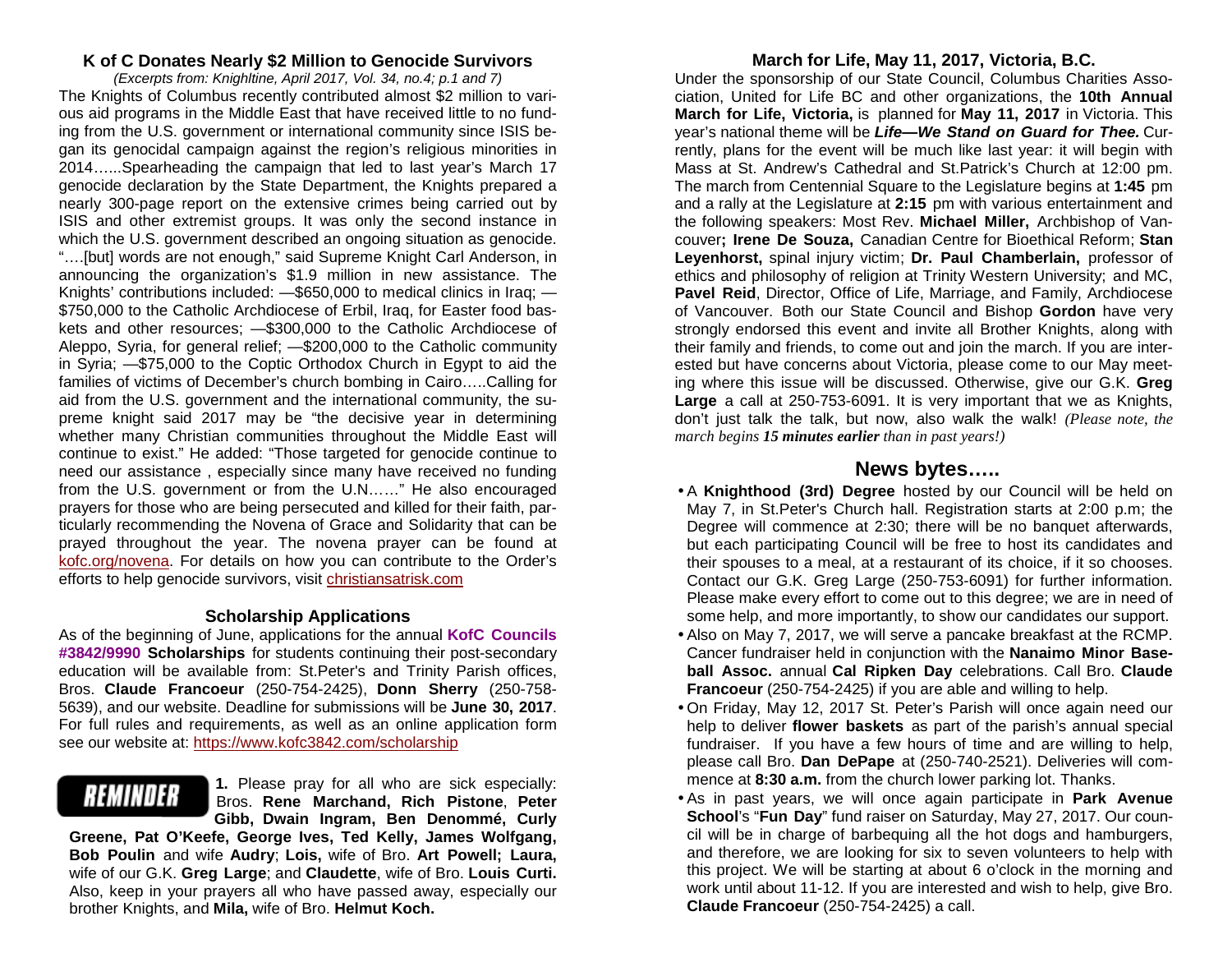## K of C Donates Nearly $2 Million to Genocide Survivors

*(Excerpts from: Knighltine, April 2017, Vol. 34, no.4; p.1 and 7)*

The Knights of Columbus recently contributed almost $2 million to various aid programs in the Middle East that have received little to no funding from the U.S. government or international community since ISIS began its genocidal campaign against the region's religious minorities in 2014…...Spearheading the campaign that led to last year's March 17 genocide declaration by the State Department, the Knights prepared a nearly 300-page report on the extensive crimes being carried out by ISIS and other extremist groups. It was only the second instance in which the U.S. government described an ongoing situation as genocide. "….[but] words are not enough," said Supreme Knight Carl Anderson, in announcing the organization's $1.9 million in new assistance. The Knights' contributions included: —$650,000 to medical clinics in Iraq; —$750,000 to the Catholic Archdiocese of Erbil, Iraq, for Easter food baskets and other resources; —$300,000 to the Catholic Archdiocese of Aleppo, Syria, for general relief; —$200,000 to the Catholic community in Syria; —$75,000 to the Coptic Orthodox Church in Egypt to aid the families of victims of December's church bombing in Cairo…..Calling for aid from the U.S. government and the international community, the supreme knight said 2017 may be "the decisive year in determining whether many Christian communities throughout the Middle East will continue to exist." He added: "Those targeted for genocide continue to need our assistance , especially since many have received no funding from the U.S. government or from the U.N……" He also encouraged prayers for those who are being persecuted and killed for their faith, particularly recommending the Novena of Grace and Solidarity that can be prayed throughout the year. The novena prayer can be found at kofc.org/novena. For details on how you can contribute to the Order's efforts to help genocide survivors, visit christiansatrisk.com

## Scholarship Applications

As of the beginning of June, applications for the annual **KofC Councils #3842/9990 Scholarships** for students continuing their post-secondary education will be available from: St.Peter's and Trinity Parish offices, Bros. **Claude Francoeur** (250-754-2425), **Donn Sherry** (250-758-5639), and our website. Deadline for submissions will be **June 30, 2017**. For full rules and requirements, as well as an online application form see our website at: https://www.kofc3842.com/scholarship

**REMINDER**

**1.** Please pray for all who are sick especially: Bros. **Rene Marchand, Rich Pistone**, **Peter Gibb, Dwain Ingram, Ben Denommé, Curly Greene, Pat O'Keefe, George Ives, Ted Kelly, James Wolfgang, Bob Poulin** and wife **Audry**; **Lois,** wife of Bro. **Art Powell; Laura,** wife of our G.K. **Greg Large**; and **Claudette**, wife of Bro. **Louis Curti.** Also, keep in your prayers all who have passed away, especially our brother Knights, and **Mila,** wife of Bro. **Helmut Koch.**

## March for Life, May 11, 2017, Victoria, B.C.

Under the sponsorship of our State Council, Columbus Charities Association, United for Life BC and other organizations, the **10th Annual March for Life, Victoria,** is planned for **May 11, 2017** in Victoria. This year's national theme will be ***Life—We Stand on Guard for Thee.*** Currently, plans for the event will be much like last year: it will begin with Mass at St. Andrew's Cathedral and St.Patrick's Church at 12:00 pm. The march from Centennial Square to the Legislature begins at **1:45** pm and a rally at the Legislature at **2:15** pm with various entertainment and the following speakers: Most Rev. **Michael Miller,** Archbishop of Vancouver**; Irene De Souza,** Canadian Centre for Bioethical Reform; **Stan Leyenhorst,** spinal injury victim; **Dr. Paul Chamberlain,** professor of ethics and philosophy of religion at Trinity Western University; and MC, **Pavel Reid**, Director, Office of Life, Marriage, and Family, Archdiocese of Vancouver. Both our State Council and Bishop **Gordon** have very strongly endorsed this event and invite all Brother Knights, along with their family and friends, to come out and join the march. If you are interested but have concerns about Victoria, please come to our May meeting where this issue will be discussed. Otherwise, give our G.K. **Greg Large** a call at 250-753-6091. It is very important that we as Knights, don't just talk the talk, but now, also walk the walk! *(Please note, the march begins **15 minutes earlier** than in past years!)*

## News bytes…..

- A **Knighthood (3rd) Degree** hosted by our Council will be held on May 7, in St.Peter's Church hall. Registration starts at 2:00 p.m; the Degree will commence at 2:30; there will be no banquet afterwards, but each participating Council will be free to host its candidates and their spouses to a meal, at a restaurant of its choice, if it so chooses. Contact our G.K. Greg Large (250-753-6091) for further information. Please make every effort to come out to this degree; we are in need of some help, and more importantly, to show our candidates our support.
- Also on May 7, 2017, we will serve a pancake breakfast at the RCMP. Cancer fundraiser held in conjunction with the **Nanaimo Minor Baseball Assoc.** annual **Cal Ripken Day** celebrations. Call Bro. **Claude Francoeur** (250-754-2425) if you are able and willing to help.
- On Friday, May 12, 2017 St. Peter's Parish will once again need our help to deliver **flower baskets** as part of the parish's annual special fundraiser. If you have a few hours of time and are willing to help, please call Bro. **Dan DePape** at (250-740-2521). Deliveries will commence at **8:30 a.m.** from the church lower parking lot. Thanks.
- As in past years, we will once again participate in **Park Avenue School**'s "**Fun Day**" fund raiser on Saturday, May 27, 2017. Our council will be in charge of barbequing all the hot dogs and hamburgers, and therefore, we are looking for six to seven volunteers to help with this project. We will be starting at about 6 o'clock in the morning and work until about 11-12. If you are interested and wish to help, give Bro. **Claude Francoeur** (250-754-2425) a call.